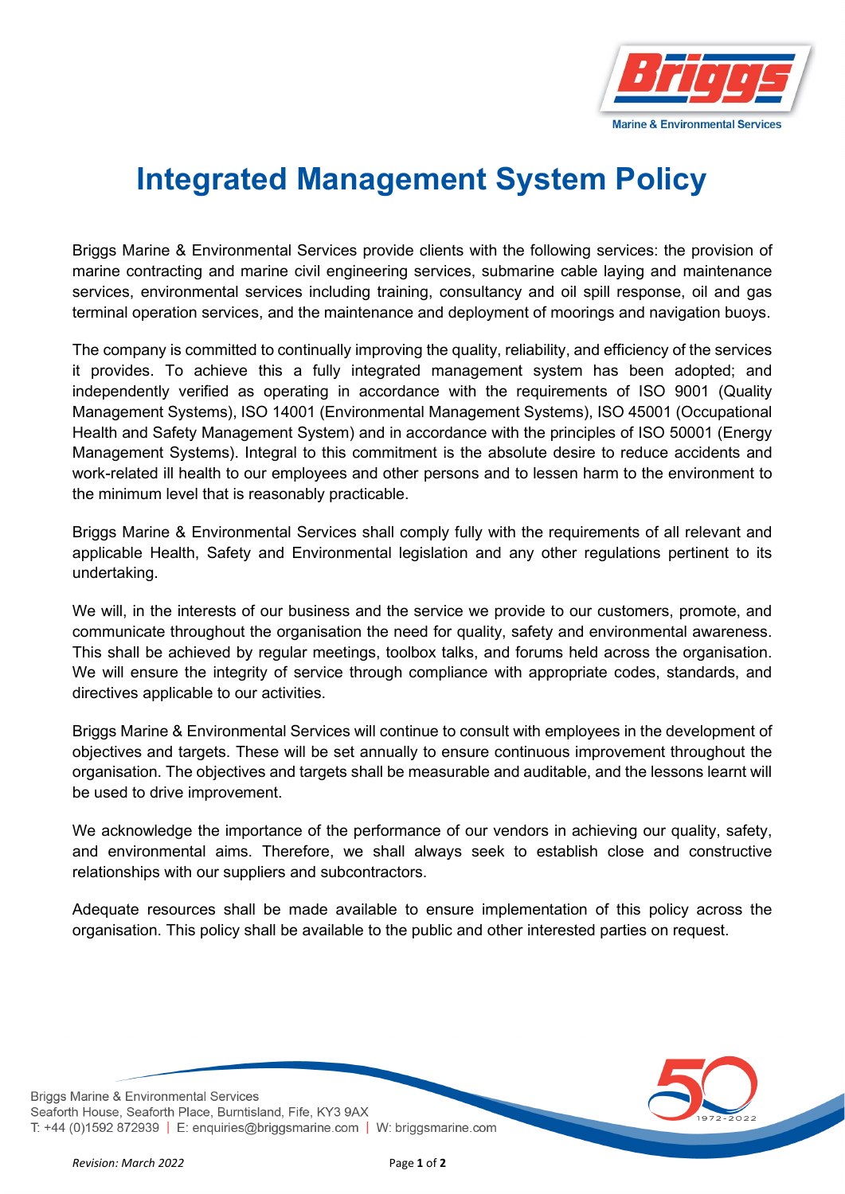# Integrated Management System Policy

Briggs Marine & Environmental Services provide clients with the following services: the provision of marine contracting and marine civil engineering services, submarine cable laying and maintenance services, environmental services including training, consultancy and oil spill response, oil and gas terminal operation services, and the maintenance and deployment of moorings and navigation buoys.

The company is committed to continually improving the quality, reliability, and efficiency of the services it provides. To achieve this a fully integrated management system has been adopted; and independently verified as operating in accordance with the requirements of ISO 9001 (Quality Management Systems), ISO 14001 (Environmental Management Systems), ISO 45001 (Occupational Health and Safety Management System) and in accordance with the principles of ISO 50001 (Energy Management Systems). Integral to this commitment is the absolute desire to reduce accidents and work-related ill health to our employees and other persons and to lessen harm to the environment to the minimum level that is reasonably practicable.

Briggs Marine & Environmental Services shall comply fully with the requirements of all relevant and applicable Health, Safety and Environmental legislation and any other regulations pertinent to its undertaking.

We will, in the interests of our business and the service we provide to our customers, promote, and communicate throughout the organisation the need for quality, safety and environmental awareness. This shall be achieved by regular meetings, toolbox talks, and forums held across the organisation. We will ensure the integrity of service through compliance with appropriate codes, standards, and directives applicable to our activities.

Briggs Marine & Environmental Services will continue to consult with employees in the development of objectives and targets. These will be set annually to ensure continuous improvement throughout the organisation. The objectives and targets shall be measurable and auditable, and the lessons learnt will be used to drive improvement.

We acknowledge the importance of the performance of our vendors in achieving our quality, safety, and environmental aims. Therefore, we shall always seek to establish close and constructive relationships with our suppliers and subcontractors.

Adequate resources shall be made available to ensure implementation of this policy across the organisation. This policy shall be available to the public and other interested parties on request.

Briggs Marine & Environmental Services
Seaforth House, Seaforth Place, Burntisland, Fife, KY3 9AX
T: +44 (0)1592 872939 | E: enquiries@briggsmarine.com | W: briggsmarine.com

*Revision: March 2022*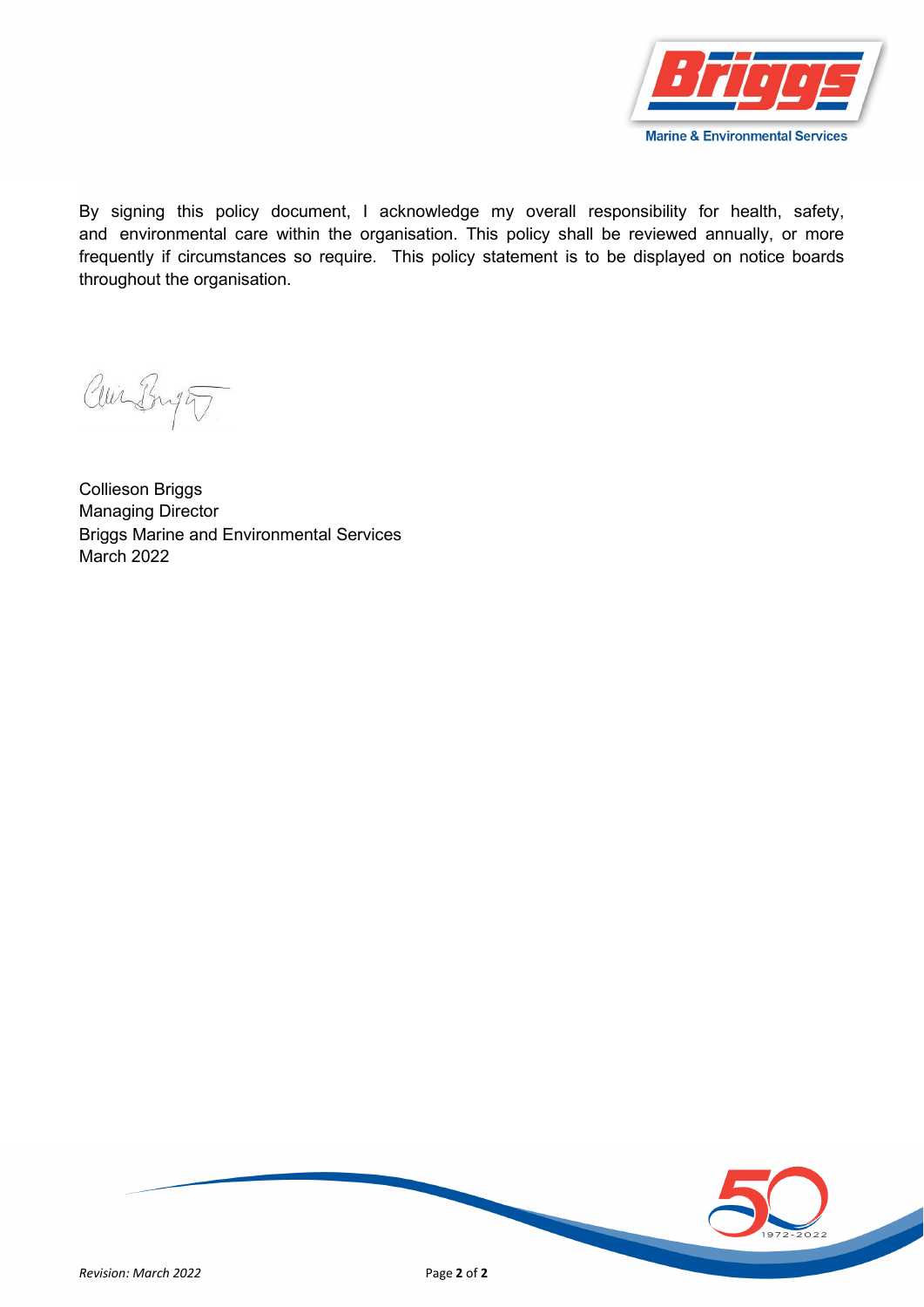By signing this policy document, I acknowledge my overall responsibility for health, safety, and environmental care within the organisation. This policy shall be reviewed annually, or more frequently if circumstances so require. This policy statement is to be displayed on notice boards throughout the organisation.

Collieson Briggs
Managing Director
Briggs Marine and Environmental Services
March 2022